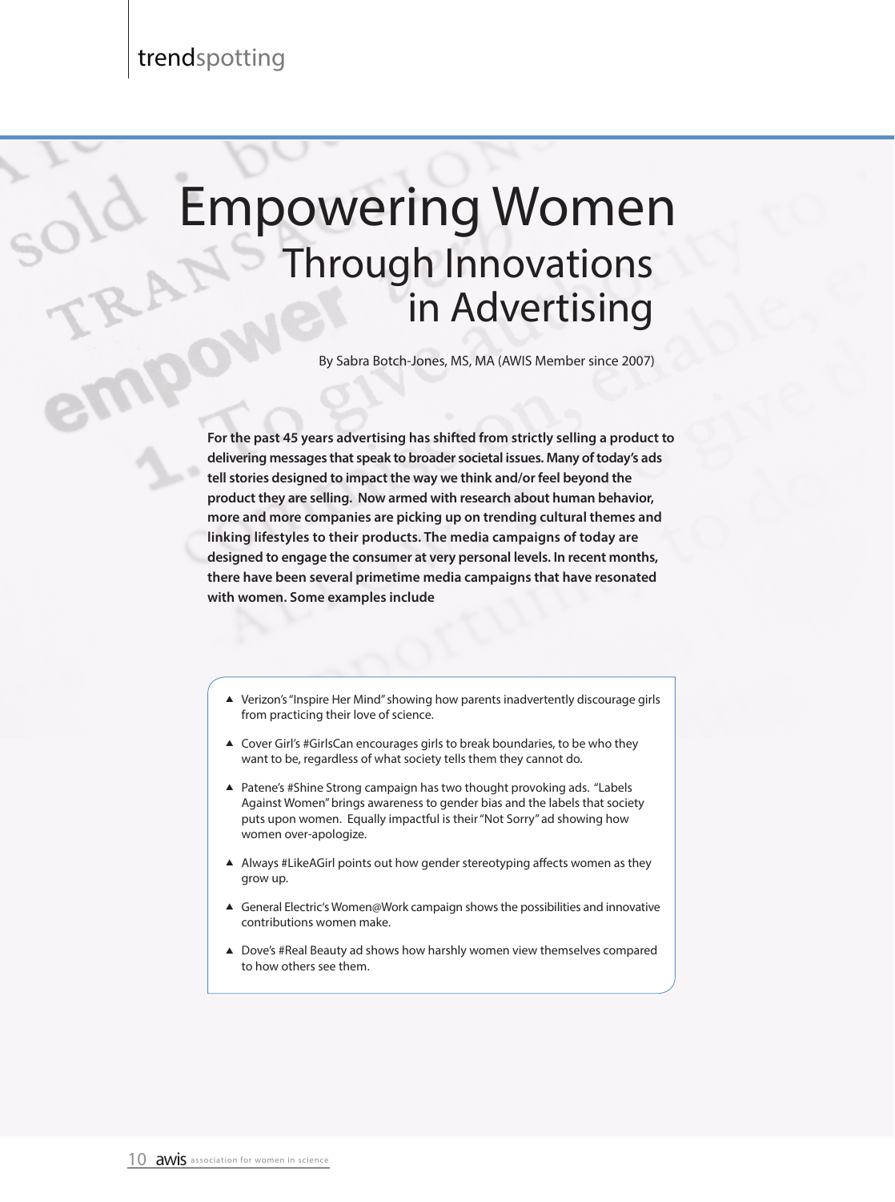# Empowering Women Through Innovations in Advertising

By Sabra Botch-Jones, MS, MA (AWIS Member since 2007)

**For the past 45 years advertising has shifted from strictly selling a product to delivering messages that speak to broader societal issues. Many of today's ads tell stories designed to impact the way we think and/or feel beyond the product they are selling. Now armed with research about human behavior, more and more companies are picking up on trending cultural themes and linking lifestyles to their products. The media campaigns of today are designed to engage the consumer at very personal levels. In recent months, there have been several primetime media campaigns that have resonated with women. Some examples include**

- Verizon's "Inspire Her Mind" showing how parents inadvertently discourage girls from practicing their love of science.
- Cover Girl's #GirlsCan encourages girls to break boundaries, to be who they want to be, regardless of what society tells them they cannot do.
- Patene's #Shine Strong campaign has two thought provoking ads. "Labels Against Women" brings awareness to gender bias and the labels that society puts upon women. Equally impactful is their "Not Sorry" ad showing how women over-apologize.
- Always #LikeAGirl points out how gender stereotyping affects women as they grow up.
- General Electric's Women@Work campaign shows the possibilities and innovative contributions women make.
- Dove's #Real Beauty ad shows how harshly women view themselves compared to how others see them.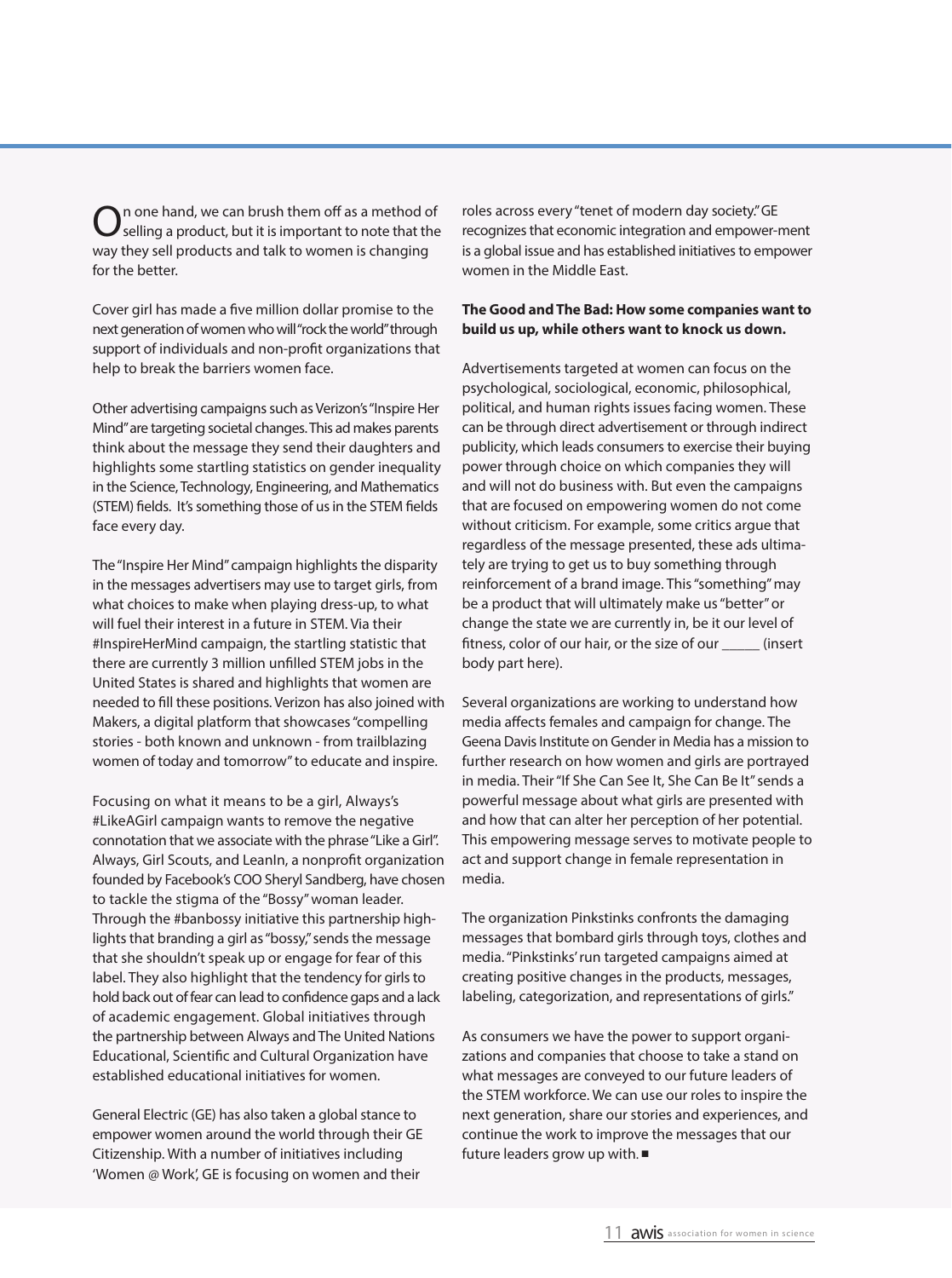On one hand, we can brush them off as a method of selling a product, but it is important to note that the way they sell products and talk to women is changing for the better.

Cover girl has made a five million dollar promise to the next generation of women who will "rock the world" through support of individuals and non-profit organizations that help to break the barriers women face.

Other advertising campaigns such as Verizon's "Inspire Her Mind" are targeting societal changes. This ad makes parents think about the message they send their daughters and highlights some startling statistics on gender inequality in the Science, Technology, Engineering, and Mathematics (STEM) fields. It's something those of us in the STEM fields face every day.

The "Inspire Her Mind" campaign highlights the disparity in the messages advertisers may use to target girls, from what choices to make when playing dress-up, to what will fuel their interest in a future in STEM. Via their #InspireHerMind campaign, the startling statistic that there are currently 3 million unfilled STEM jobs in the United States is shared and highlights that women are needed to fill these positions. Verizon has also joined with Makers, a digital platform that showcases "compelling stories - both known and unknown - from trailblazing women of today and tomorrow" to educate and inspire.

Focusing on what it means to be a girl, Always's #LikeAGirl campaign wants to remove the negative connotation that we associate with the phrase "Like a Girl". Always, Girl Scouts, and LeanIn, a nonprofit organization founded by Facebook's COO Sheryl Sandberg, have chosen to tackle the stigma of the "Bossy" woman leader. Through the #banbossy initiative this partnership highlights that branding a girl as "bossy," sends the message that she shouldn't speak up or engage for fear of this label. They also highlight that the tendency for girls to hold back out of fear can lead to confidence gaps and a lack of academic engagement. Global initiatives through the partnership between Always and The United Nations Educational, Scientific and Cultural Organization have established educational initiatives for women.

General Electric (GE) has also taken a global stance to empower women around the world through their GE Citizenship. With a number of initiatives including 'Women @ Work', GE is focusing on women and their roles across every "tenet of modern day society." GE recognizes that economic integration and empower-ment is a global issue and has established initiatives to empower women in the Middle East.

**The Good and The Bad: How some companies want to build us up, while others want to knock us down.**

Advertisements targeted at women can focus on the psychological, sociological, economic, philosophical, political, and human rights issues facing women. These can be through direct advertisement or through indirect publicity, which leads consumers to exercise their buying power through choice on which companies they will and will not do business with. But even the campaigns that are focused on empowering women do not come without criticism. For example, some critics argue that regardless of the message presented, these ads ultimately are trying to get us to buy something through reinforcement of a brand image. This "something" may be a product that will ultimately make us "better" or change the state we are currently in, be it our level of fitness, color of our hair, or the size of our _____ (insert body part here).

Several organizations are working to understand how media affects females and campaign for change. The Geena Davis Institute on Gender in Media has a mission to further research on how women and girls are portrayed in media. Their "If She Can See It, She Can Be It" sends a powerful message about what girls are presented with and how that can alter her perception of her potential. This empowering message serves to motivate people to act and support change in female representation in media.

The organization Pinkstinks confronts the damaging messages that bombard girls through toys, clothes and media. "Pinkstinks' run targeted campaigns aimed at creating positive changes in the products, messages, labeling, categorization, and representations of girls."

As consumers we have the power to support organizations and companies that choose to take a stand on what messages are conveyed to our future leaders of the STEM workforce. We can use our roles to inspire the next generation, share our stories and experiences, and continue the work to improve the messages that our future leaders grow up with. ■